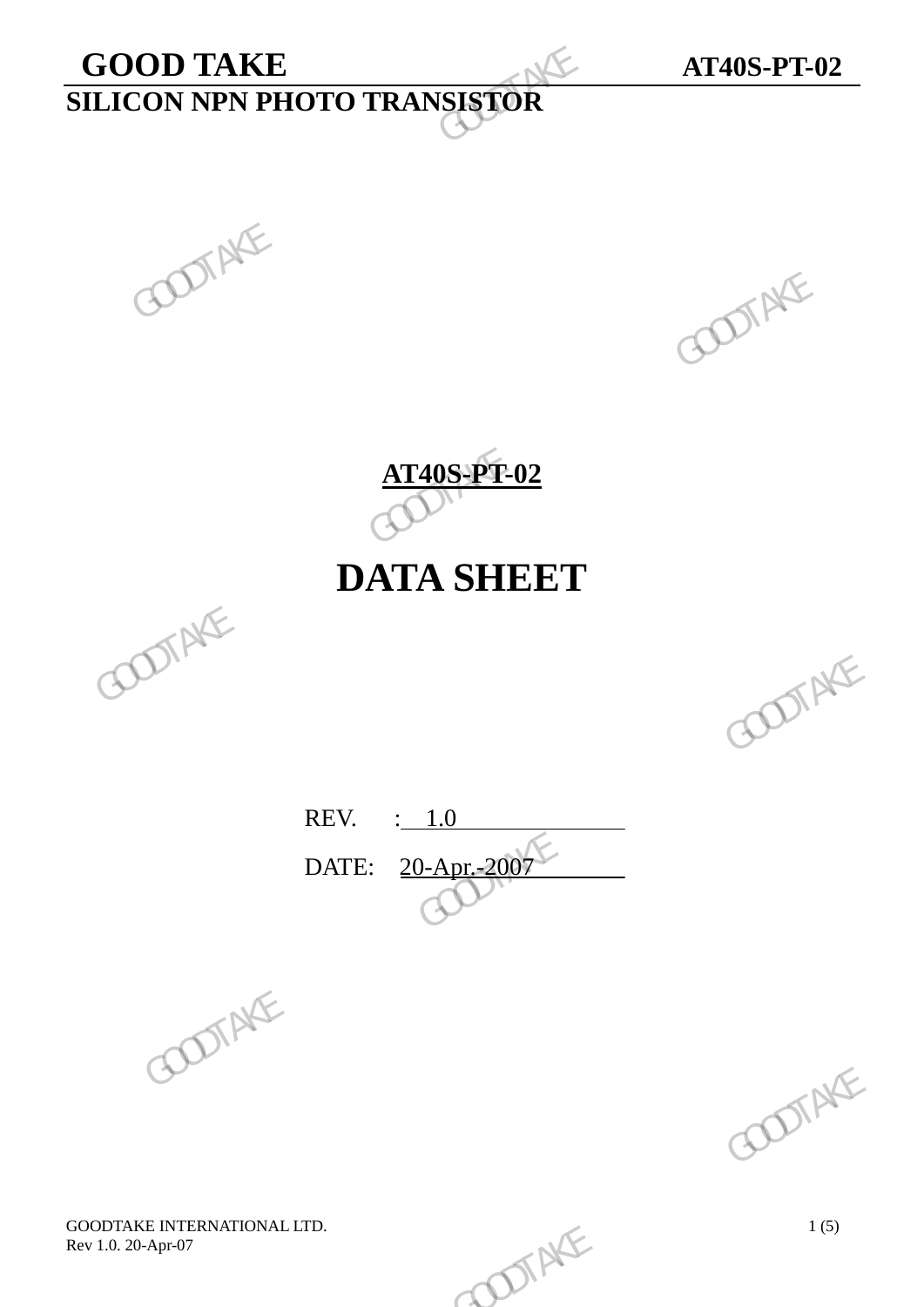# AT40S-PT-02

# DATA SHEET

REV. : 1.0

DATE: 20-Apr.-2007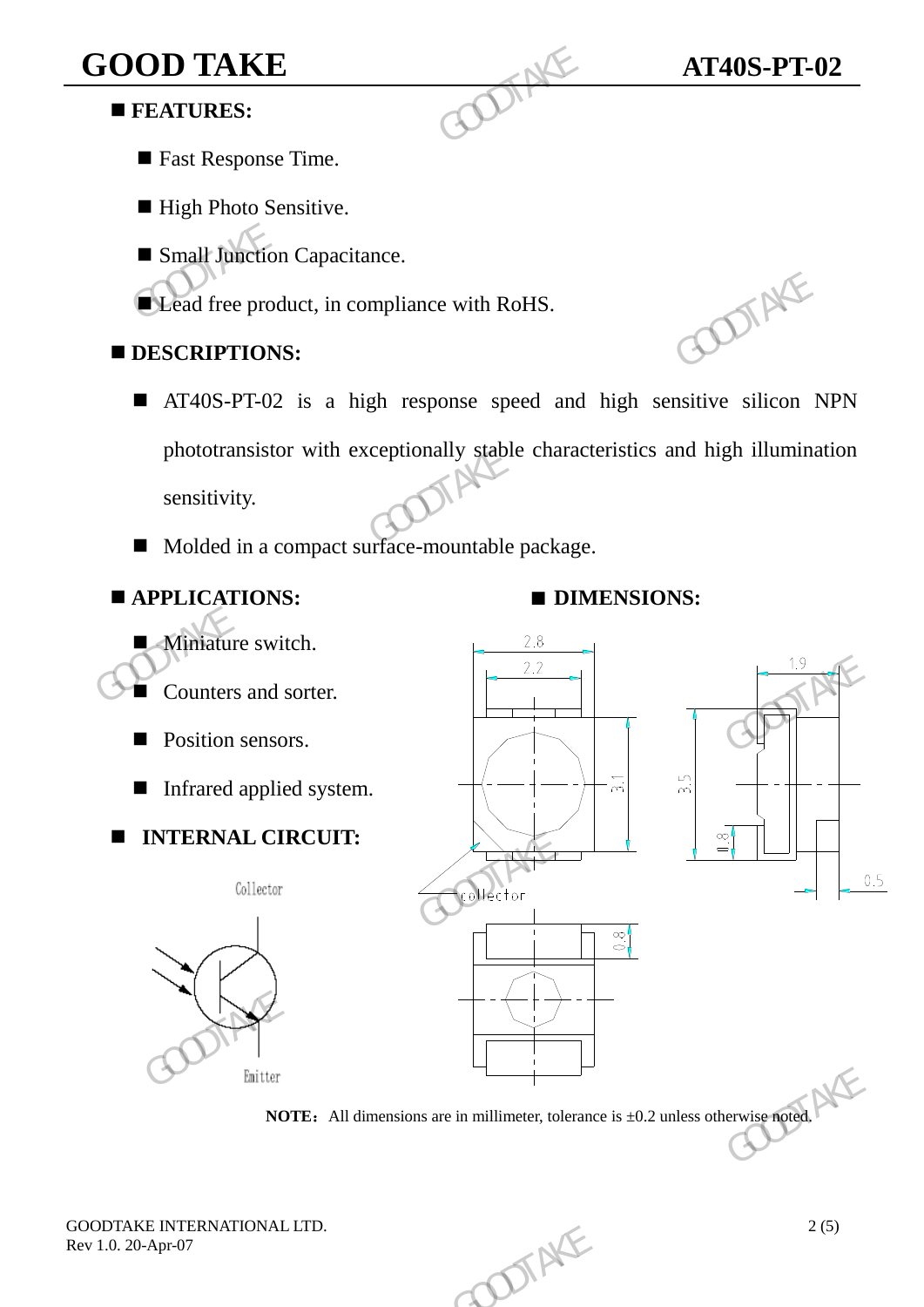## ■ FEATURES:

- ■ Fast Response Time.
- ■ High Photo Sensitive.
- ■ Small Junction Capacitance.
- ■ Lead free product, in compliance with RoHS.

## ■ DESCRIPTIONS:

- ■ AT40S-PT-02 is a high response speed and high sensitive silicon NPN phototransistor with exceptionally stable characteristics and high illumination sensitivity.
- ■ Molded in a compact surface-mountable package.

## ■ APPLICATIONS:

- ■ Miniature switch.
- ■ Counters and sorter.
- ■ Position sensors.
- ■ Infrared applied system.

## ■ INTERNAL CIRCUIT:

Collector

Emitter

## ■ DIMENSIONS:

2.8
2.2
3.1
1.9
3.5
1.8
0.5
collector
0.8

**NOTE：** All dimensions are in millimeter, tolerance is ±0.2 unless otherwise noted.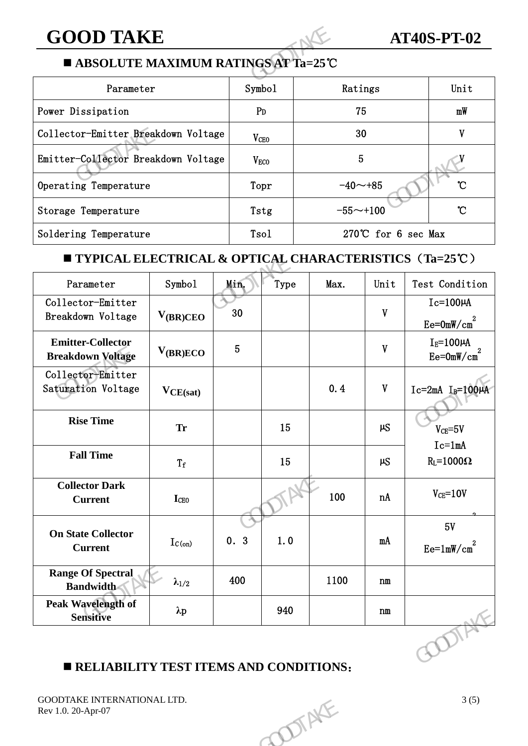## ■ ABSOLUTE MAXIMUM RATINGS AT Ta=25℃

| Parameter | Symbol | Ratings | Unit |
|---|---|---|---|
| Power Dissipation | $P_D$ | 75 | mW |
| Collector-Emitter Breakdown Voltage | $V_{CEO}$ | 30 | V |
| Emitter-Collector Breakdown Voltage | $V_{ECO}$ | 5 | V |
| Operating Temperature | Topr | -40～+85 | ℃ |
| Storage Temperature | Tstg | -55～+100 | ℃ |
| Soldering Temperature | Tsol | 270℃ for 6 sec Max | |

## ■ TYPICAL ELECTRICAL & OPTICAL CHARACTERISTICS（Ta=25℃）

| Parameter | Symbol | Min. | Type | Max. | Unit | Test Condition |
|---|---|---|---|---|---|---|
| Collector-Emitter Breakdown Voltage | $V_{(BR)CEO}$ | 30 | | | V | Ic=100μA $Ee=0mW/cm^2$ |
| **Emitter-Collector Breakdown Voltage** | $V_{(BR)ECO}$ | 5 | | | V | $I_E$=100μA $Ee=0mW/cm^2$ |
| Collector-Emitter Saturation Voltage | $V_{CE(sat)}$ | | | 0.4 | V | Ic=2mA $I_B$=100μA |
| **Rise Time** | Tr | | 15 | | μS | $V_{CE}$=5V Ic=1mA $R_L$=1000Ω |
| **Fall Time** | $T_f$ | | 15 | | μS | |
| **Collector Dark Current** | $I_{CEO}$ | | | 100 | nA | $V_{CE}$=10V |
| **On State Collector Current** | $I_{C(on)}$ | 0.3 | 1.0 | | mA | 5V $Ee=1mW/cm^2$ |
| **Range Of Spectral Bandwidth** | $\lambda_{1/2}$ | 400 | | 1100 | nm | |
| **Peak Wavelength of Sensitive** | λp | | 940 | | nm | |

## ■ RELIABILITY TEST ITEMS AND CONDITIONS：

GOODTAKE INTERNATIONAL LTD.
Rev 1.0. 20-Apr-07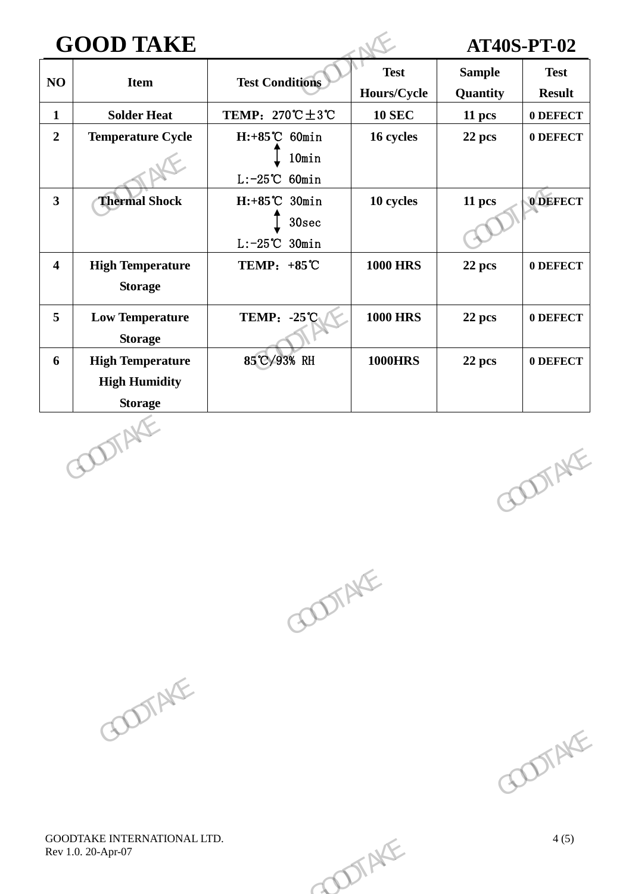| NO | Item | Test Conditions | Test Hours/Cycle | Sample Quantity | Test Result |
|---|---|---|---|---|---|
| 1 | Solder Heat | TEMP：270℃±3℃ | 10 SEC | 11 pcs | 0 DEFECT |
| 2 | Temperature Cycle | H:+85℃ 60min ↕ 10min L:-25℃ 60min | 16 cycles | 22 pcs | 0 DEFECT |
| 3 | Thermal Shock | H:+85℃ 30min ↕ 30sec L:-25℃ 30min | 10 cycles | 11 pcs | 0 DEFECT |
| 4 | High Temperature Storage | TEMP：+85℃ | 1000 HRS | 22 pcs | 0 DEFECT |
| 5 | Low Temperature Storage | TEMP：-25℃ | 1000 HRS | 22 pcs | 0 DEFECT |
| 6 | High Temperature High Humidity Storage | 85℃/93% RH | 1000HRS | 22 pcs | 0 DEFECT |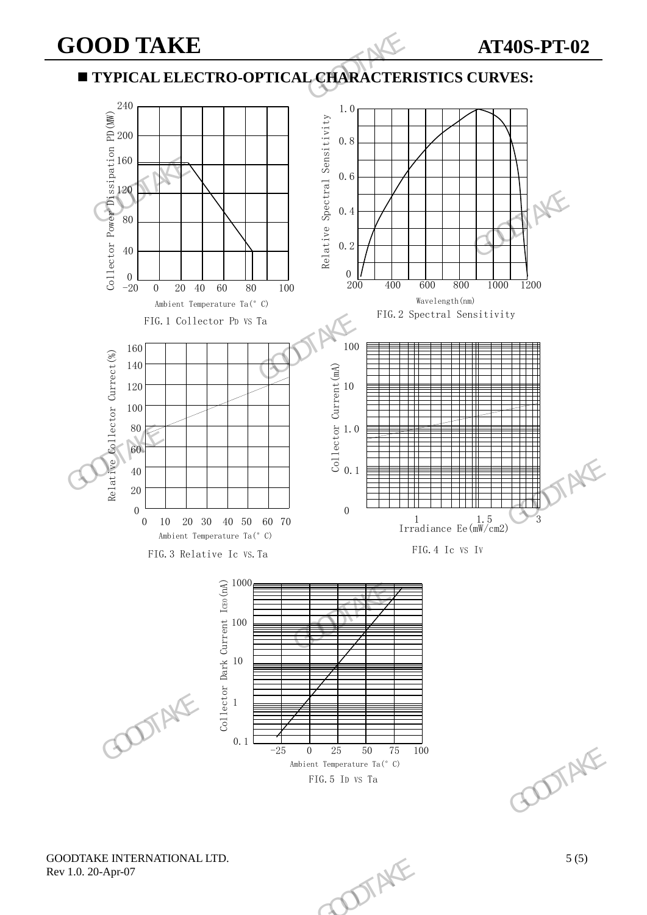## ■ TYPICAL ELECTRO-OPTICAL CHARACTERISTICS CURVES:

Collector Power Dissipation PD(MW)
240
200
160
120
80
40
0
-20 0 20 40 60 80 100
Ambient Temperature Ta(° C)
FIG.1 Collector PD VS Ta

Relative Spectral Sensitivity
1.0
0.8
0.6
0.4
0.2
0
200 400 600 800 1000 1200
Wavelength(nm)
FIG.2 Spectral Sensitivity

Relative Collector Currect(%)
160
140
120
100
80
60
40
20
0
0 10 20 30 40 50 60 70
Ambient Temperature Ta(° C)
FIG.3 Relative Ic VS.Ta

Collector Current(mA)
100
10
1.0
0.1
0
1 1.5 3
Irradiance Ee(mW/cm2)
FIG.4 Ic VS IV

Collector Dark Current ICEO(nA)
1000
100
10
1
0.1
-25 0 25 50 75 100
Ambient Temperature Ta(° C)
FIG.5 ID VS Ta

GOODTAKE INTERNATIONAL LTD.
Rev 1.0. 20-Apr-07